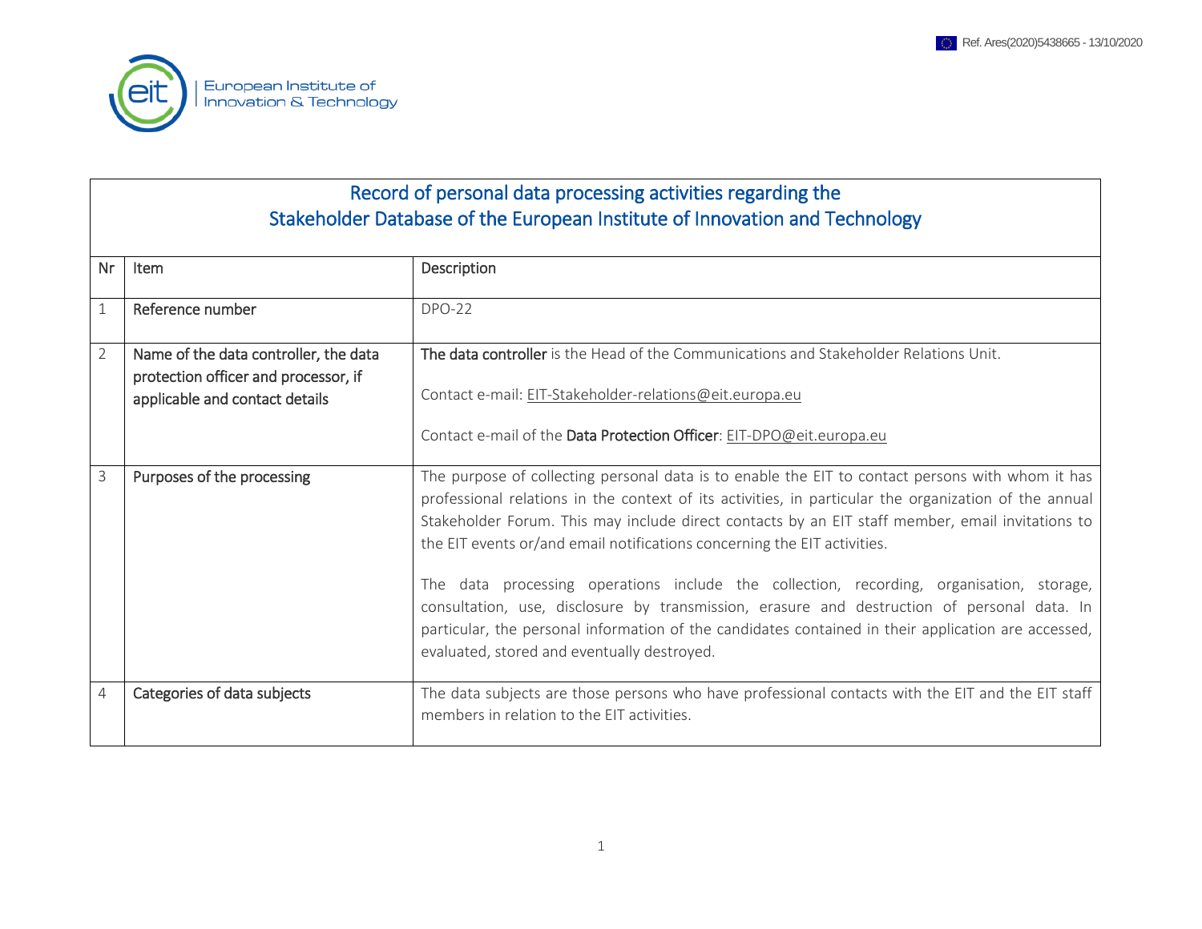Ref. Ares(2020)5438665 - 13/10/2020

European Institute of Innovation & Technology

# Record of personal data processing activities regarding the Stakeholder Database of the European Institute of Innovation and Technology

| Nr | Item | Description |
|---|---|---|
| 1 | Reference number | DPO-22 |
| 2 | Name of the data controller, the data protection officer and processor, if applicable and contact details | **The data controller** is the Head of the Communications and Stakeholder Relations Unit.<br><br>Contact e-mail: EIT-Stakeholder-relations@eit.europa.eu<br><br>Contact e-mail of the **Data Protection Officer**: EIT-DPO@eit.europa.eu |
| 3 | Purposes of the processing | The purpose of collecting personal data is to enable the EIT to contact persons with whom it has professional relations in the context of its activities, in particular the organization of the annual Stakeholder Forum. This may include direct contacts by an EIT staff member, email invitations to the EIT events or/and email notifications concerning the EIT activities.<br><br>The data processing operations include the collection, recording, organisation, storage, consultation, use, disclosure by transmission, erasure and destruction of personal data. In particular, the personal information of the candidates contained in their application are accessed, evaluated, stored and eventually destroyed. |
| 4 | Categories of data subjects | The data subjects are those persons who have professional contacts with the EIT and the EIT staff members in relation to the EIT activities. |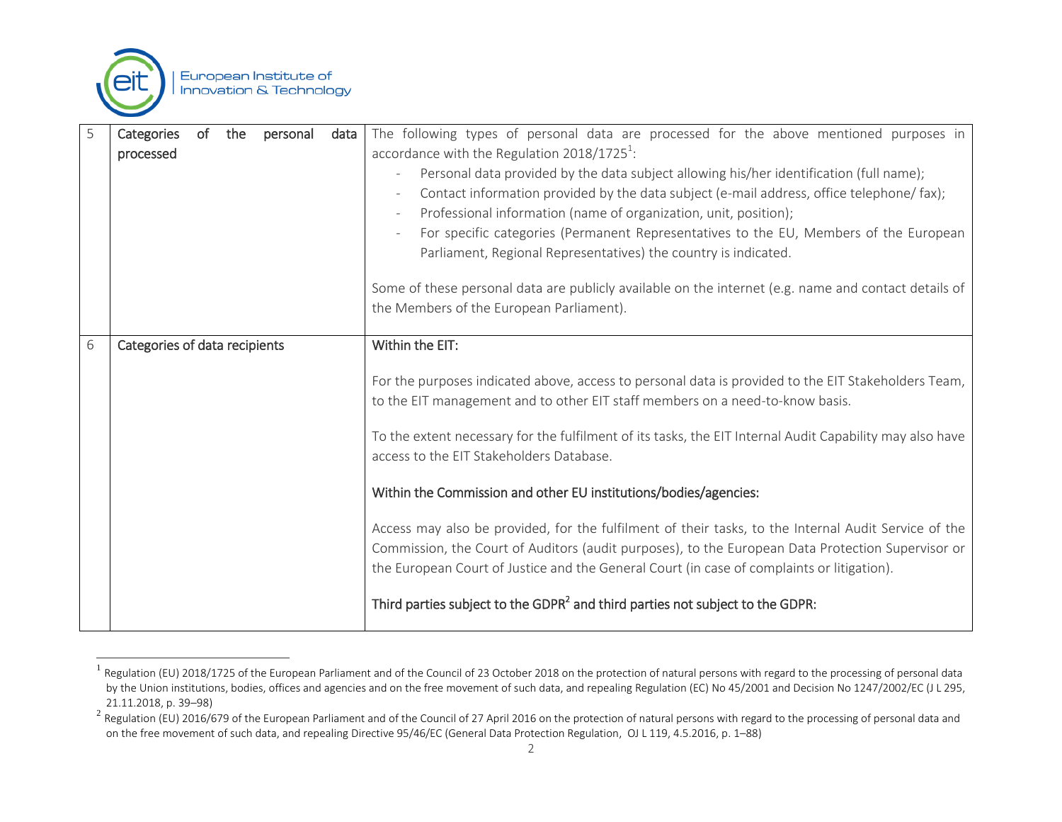| | | |
|---|---|---|
| 5 | Categories of the personal data processed | The following types of personal data are processed for the above mentioned purposes in accordance with the Regulation 2018/1725[1]:<br>- Personal data provided by the data subject allowing his/her identification (full name);<br>- Contact information provided by the data subject (e-mail address, office telephone/ fax);<br>- Professional information (name of organization, unit, position);<br>- For specific categories (Permanent Representatives to the EU, Members of the European Parliament, Regional Representatives) the country is indicated.<br><br>Some of these personal data are publicly available on the internet (e.g. name and contact details of the Members of the European Parliament). |
| 6 | Categories of data recipients | **Within the EIT:**<br><br>For the purposes indicated above, access to personal data is provided to the EIT Stakeholders Team, to the EIT management and to other EIT staff members on a need-to-know basis.<br><br>To the extent necessary for the fulfilment of its tasks, the EIT Internal Audit Capability may also have access to the EIT Stakeholders Database.<br><br>**Within the Commission and other EU institutions/bodies/agencies:**<br><br>Access may also be provided, for the fulfilment of their tasks, to the Internal Audit Service of the Commission, the Court of Auditors (audit purposes), to the European Data Protection Supervisor or the European Court of Justice and the General Court (in case of complaints or litigation).<br><br>**Third parties subject to the GDPR[2] and third parties not subject to the GDPR:** |

[1] Regulation (EU) 2018/1725 of the European Parliament and of the Council of 23 October 2018 on the protection of natural persons with regard to the processing of personal data by the Union institutions, bodies, offices and agencies and on the free movement of such data, and repealing Regulation (EC) No 45/2001 and Decision No 1247/2002/EC (J L 295, 21.11.2018, p. 39–98)

[2] Regulation (EU) 2016/679 of the European Parliament and of the Council of 27 April 2016 on the protection of natural persons with regard to the processing of personal data and on the free movement of such data, and repealing Directive 95/46/EC (General Data Protection Regulation, OJ L 119, 4.5.2016, p. 1–88)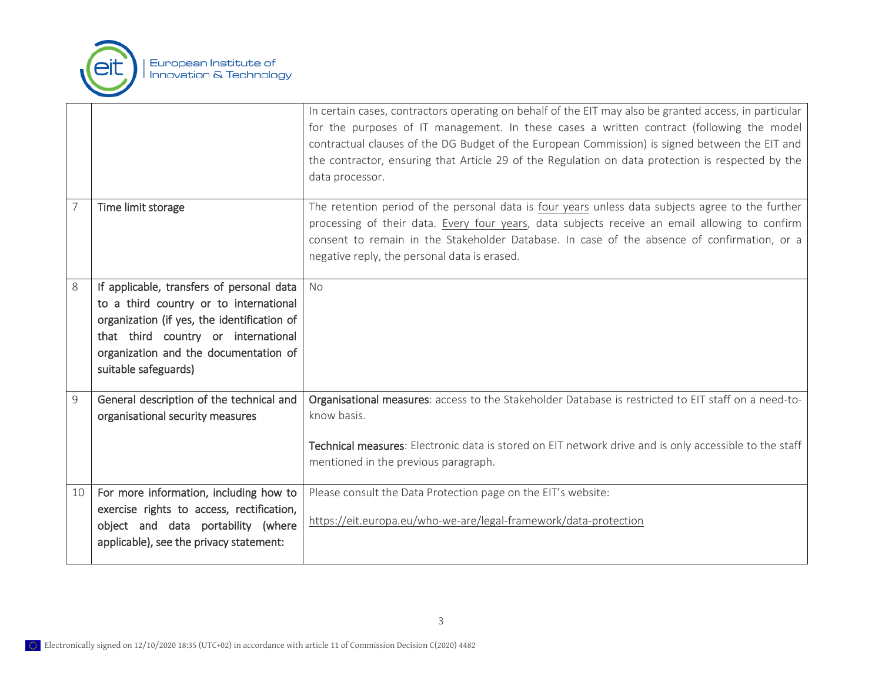| | | |
|---|---|---|
| | | In certain cases, contractors operating on behalf of the EIT may also be granted access, in particular for the purposes of IT management. In these cases a written contract (following the model contractual clauses of the DG Budget of the European Commission) is signed between the EIT and the contractor, ensuring that Article 29 of the Regulation on data protection is respected by the data processor. |
| 7 | Time limit storage | The retention period of the personal data is four years unless data subjects agree to the further processing of their data. Every four years, data subjects receive an email allowing to confirm consent to remain in the Stakeholder Database. In case of the absence of confirmation, or a negative reply, the personal data is erased. |
| 8 | If applicable, transfers of personal data to a third country or to international organization (if yes, the identification of that third country or international organization and the documentation of suitable safeguards) | No |
| 9 | General description of the technical and organisational security measures | **Organisational measures**: access to the Stakeholder Database is restricted to EIT staff on a need-to-know basis.<br><br>**Technical measures**: Electronic data is stored on EIT network drive and is only accessible to the staff mentioned in the previous paragraph. |
| 10 | For more information, including how to exercise rights to access, rectification, object and data portability (where applicable), see the privacy statement: | Please consult the Data Protection page on the EIT's website:<br><br>https://eit.europa.eu/who-we-are/legal-framework/data-protection |

Electronically signed on 12/10/2020 18:35 (UTC+02) in accordance with article 11 of Commission Decision C(2020) 4482